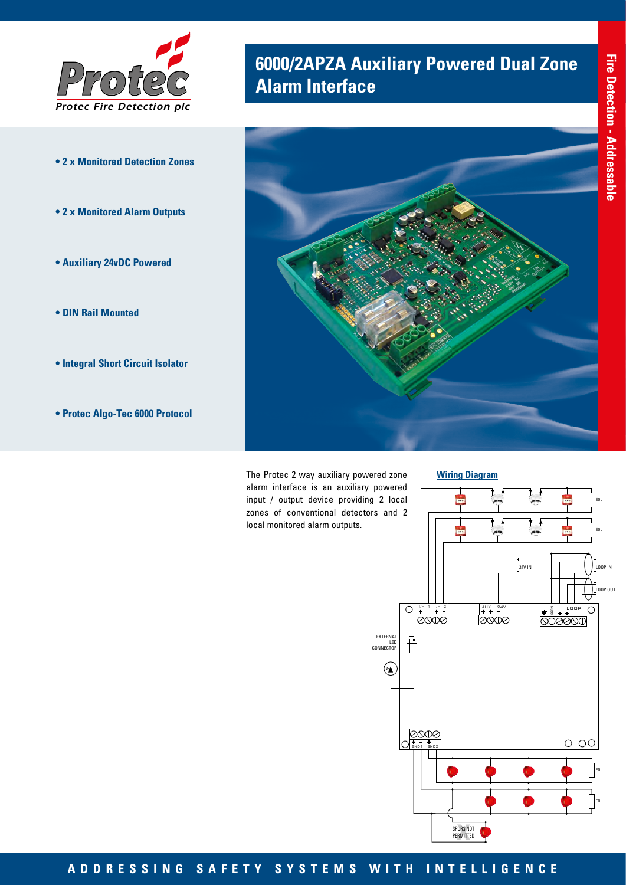# 6000/2APZA Auxiliary Powered Dual Zone Alarm Interface

Fire Detection - Addressable

- **2 x Monitored Detection Zones**
- **2 x Monitored Alarm Outputs**
- **Auxiliary 24vDC Powered**
- **DIN Rail Mounted**
- **Integral Short Circuit Isolator**
- **Protec Algo-Tec 6000 Protocol**

The Protec 2 way auxiliary powered zone alarm interface is an auxiliary powered input / output device providing 2 local zones of conventional detectors and 2 local monitored alarm outputs.

## Wiring Diagram

**ADDRESSING SAFETY SYSTEMS WITH INTELLIGENCE**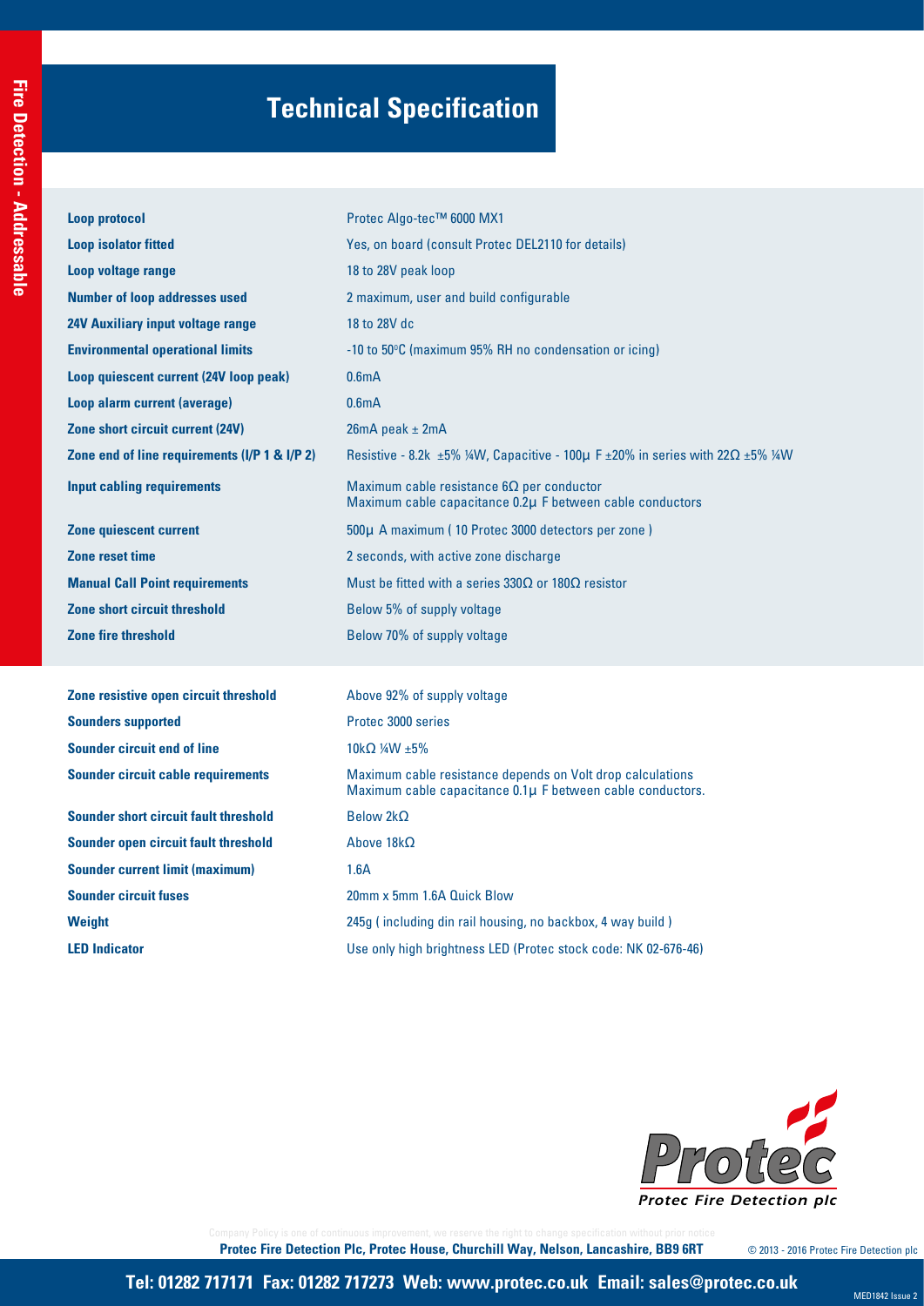# Technical Specification

| | |
|---|---|
| **Loop protocol** | Protec Algo-tec™ 6000 MX1 |
| **Loop isolator fitted** | Yes, on board (consult Protec DEL2110 for details) |
| **Loop voltage range** | 18 to 28V peak loop |
| **Number of loop addresses used** | 2 maximum, user and build configurable |
| **24V Auxiliary input voltage range** | 18 to 28V dc |
| **Environmental operational limits** | -10 to 50°C (maximum 95% RH no condensation or icing) |
| **Loop quiescent current (24V loop peak)** | 0.6mA |
| **Loop alarm current (average)** | 0.6mA |
| **Zone short circuit current (24V)** | 26mA peak ± 2mA |
| **Zone end of line requirements (I/P 1 & I/P 2)** | Resistive - 8.2k ±5% ¼W, Capacitive - 100µ F ±20% in series with 22Ω ±5% ¼W |
| **Input cabling requirements** | Maximum cable resistance 6Ω per conductor<br>Maximum cable capacitance 0.2µ F between cable conductors |
| **Zone quiescent current** | 500µ A maximum ( 10 Protec 3000 detectors per zone ) |
| **Zone reset time** | 2 seconds, with active zone discharge |
| **Manual Call Point requirements** | Must be fitted with a series 330Ω or 180Ω resistor |
| **Zone short circuit threshold** | Below 5% of supply voltage |
| **Zone fire threshold** | Below 70% of supply voltage |
| **Zone resistive open circuit threshold** | Above 92% of supply voltage |
| **Sounders supported** | Protec 3000 series |
| **Sounder circuit end of line** | 10kΩ ¼W ±5% |
| **Sounder circuit cable requirements** | Maximum cable resistance depends on Volt drop calculations<br>Maximum cable capacitance 0.1µ F between cable conductors. |
| **Sounder short circuit fault threshold** | Below 2kΩ |
| **Sounder open circuit fault threshold** | Above 18kΩ |
| **Sounder current limit (maximum)** | 1.6A |
| **Sounder circuit fuses** | 20mm x 5mm 1.6A Quick Blow |
| **Weight** | 245g ( including din rail housing, no backbox, 4 way build ) |
| **LED Indicator** | Use only high brightness LED (Protec stock code: NK 02-676-46) |

Protec Fire Detection plc

Company Policy is one of continuous improvement, we reserve the right to change specification without prior notice

**Protec Fire Detection Plc, Protec House, Churchill Way, Nelson, Lancashire, BB9 6RT**

© 2013 - 2016 Protec Fire Detection plc

**Tel: 01282 717171 Fax: 01282 717273 Web: www.protec.co.uk Email: sales@protec.co.uk**

MED1842 Issue 2